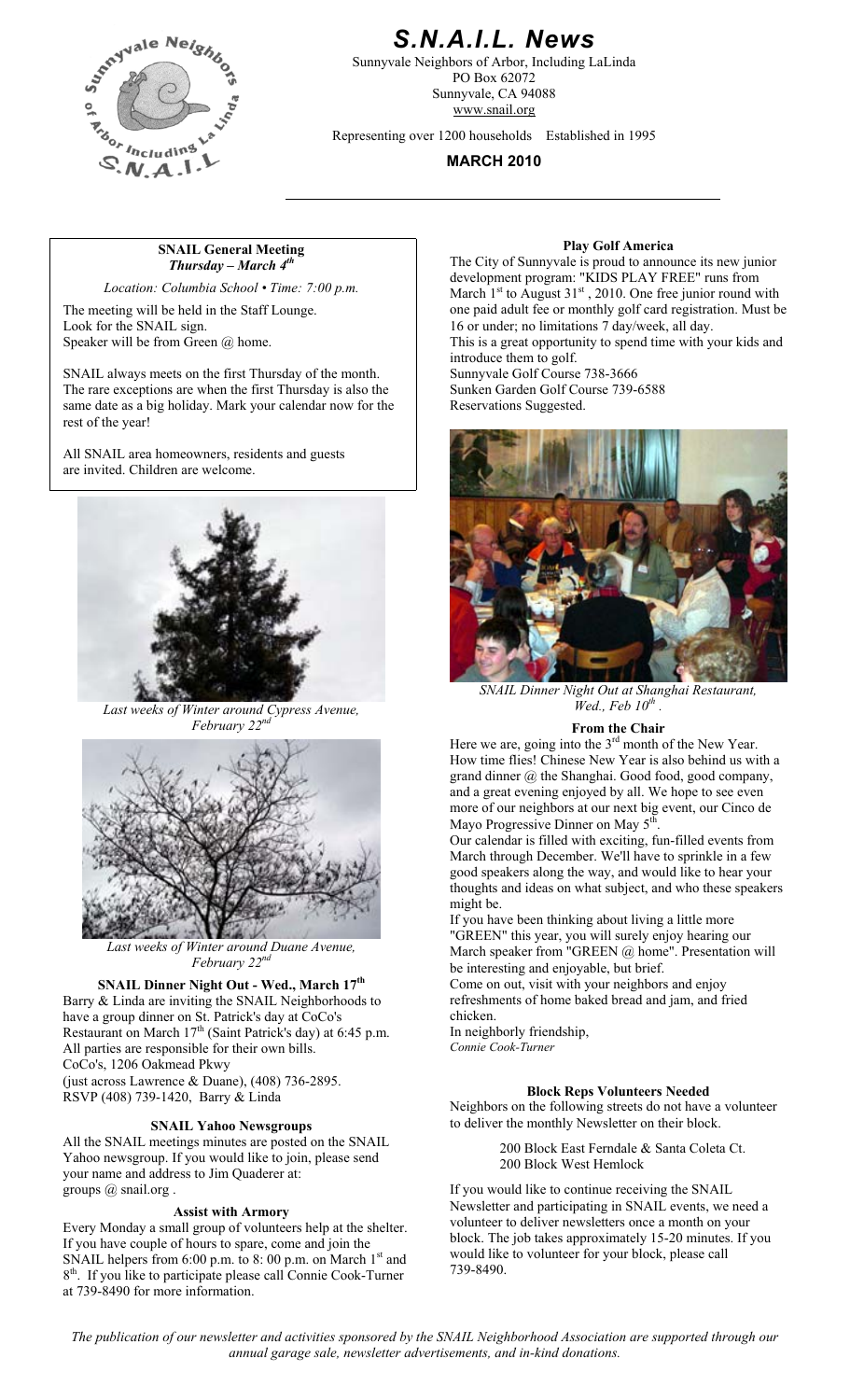# S.N.A.I.L. News

Sunnyvale Neighbors of Arbor, Including LaLinda
PO Box 62072
Sunnyvale, CA 94088
www.snail.org

Representing over 1200 households Established in 1995

**MARCH 2010**

## SNAIL General Meeting
### *Thursday – March 4th*

*Location: Columbia School • Time: 7:00 p.m.*

The meeting will be held in the Staff Lounge.
Look for the SNAIL sign.
Speaker will be from Green @ home.

SNAIL always meets on the first Thursday of the month. The rare exceptions are when the first Thursday is also the same date as a big holiday. Mark your calendar now for the rest of the year!

All SNAIL area homeowners, residents and guests are invited. Children are welcome.

*Last weeks of Winter around Cypress Avenue, February 22nd*

*Last weeks of Winter around Duane Avenue, February 22nd*

### SNAIL Dinner Night Out - Wed., March 17th

Barry & Linda are inviting the SNAIL Neighborhoods to have a group dinner on St. Patrick's day at CoCo's Restaurant on March 17th (Saint Patrick's day) at 6:45 p.m. All parties are responsible for their own bills.
CoCo's, 1206 Oakmead Pkwy
(just across Lawrence & Duane), (408) 736-2895.
RSVP (408) 739-1420, Barry & Linda

### SNAIL Yahoo Newsgroups

All the SNAIL meetings minutes are posted on the SNAIL Yahoo newsgroup. If you would like to join, please send your name and address to Jim Quaderer at: groups @ snail.org .

### Assist with Armory

Every Monday a small group of volunteers help at the shelter. If you have couple of hours to spare, come and join the SNAIL helpers from 6:00 p.m. to 8: 00 p.m. on March 1st and 8th. If you like to participate please call Connie Cook-Turner at 739-8490 for more information.

### Play Golf America

The City of Sunnyvale is proud to announce its new junior development program: "KIDS PLAY FREE" runs from March 1st to August 31st , 2010. One free junior round with one paid adult fee or monthly golf card registration. Must be 16 or under; no limitations 7 day/week, all day.
This is a great opportunity to spend time with your kids and introduce them to golf.
Sunnyvale Golf Course 738-3666
Sunken Garden Golf Course 739-6588
Reservations Suggested.

*SNAIL Dinner Night Out at Shanghai Restaurant, Wed., Feb 10th .*

### From the Chair

Here we are, going into the 3rd month of the New Year. How time flies! Chinese New Year is also behind us with a grand dinner @ the Shanghai. Good food, good company, and a great evening enjoyed by all. We hope to see even more of our neighbors at our next big event, our Cinco de Mayo Progressive Dinner on May 5th.

Our calendar is filled with exciting, fun-filled events from March through December. We'll have to sprinkle in a few good speakers along the way, and would like to hear your thoughts and ideas on what subject, and who these speakers might be.

If you have been thinking about living a little more "GREEN" this year, you will surely enjoy hearing our March speaker from "GREEN @ home". Presentation will be interesting and enjoyable, but brief.

Come on out, visit with your neighbors and enjoy refreshments of home baked bread and jam, and fried chicken.

In neighborly friendship,
*Connie Cook-Turner*

### Block Reps Volunteers Needed

Neighbors on the following streets do not have a volunteer to deliver the monthly Newsletter on their block.

200 Block East Ferndale & Santa Coleta Ct.
200 Block West Hemlock

If you would like to continue receiving the SNAIL Newsletter and participating in SNAIL events, we need a volunteer to deliver newsletters once a month on your block. The job takes approximately 15-20 minutes. If you would like to volunteer for your block, please call 739-8490.

*The publication of our newsletter and activities sponsored by the SNAIL Neighborhood Association are supported through our annual garage sale, newsletter advertisements, and in-kind donations.*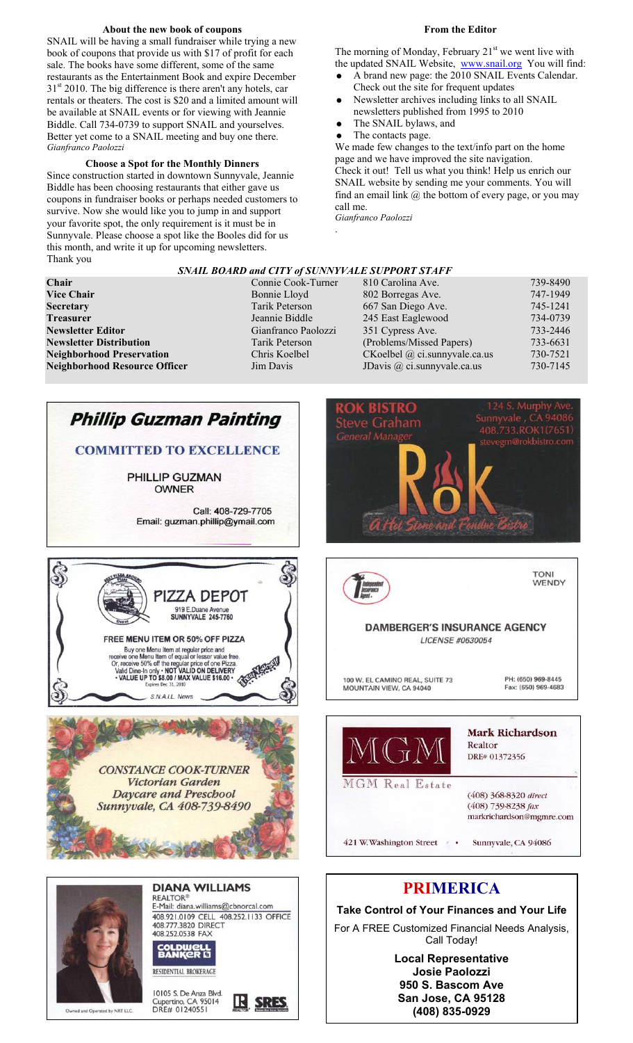### About the new book of coupons

SNAIL will be having a small fundraiser while trying a new book of coupons that provide us with $17 of profit for each sale. The books have some different, some of the same restaurants as the Entertainment Book and expire December 31st 2010. The big difference is there aren't any hotels, car rentals or theaters. The cost is $20 and a limited amount will be available at SNAIL events or for viewing with Jeannie Biddle. Call 734-0739 to support SNAIL and yourselves. Better yet come to a SNAIL meeting and buy one there.

*Gianfranco Paolozzi*

### Choose a Spot for the Monthly Dinners

Since construction started in downtown Sunnyvale, Jeannie Biddle has been choosing restaurants that either gave us coupons in fundraiser books or perhaps needed customers to survive. Now she would like you to jump in and support your favorite spot, the only requirement is it must be in Sunnyvale. Please choose a spot like the Booles did for us this month, and write it up for upcoming newsletters.

Thank you

### From the Editor

The morning of Monday, February 21st we went live with the updated SNAIL Website, www.snail.org You will find:

- A brand new page: the 2010 SNAIL Events Calendar. Check out the site for frequent updates
- Newsletter archives including links to all SNAIL newsletters published from 1995 to 2010
- The SNAIL bylaws, and
- The contacts page.

We made few changes to the text/info part on the home page and we have improved the site navigation.

Check it out! Tell us what you think! Help us enrich our SNAIL website by sending me your comments. You will find an email link @ the bottom of every page, or you may call me.

*Gianfranco Paolozzi*

### *SNAIL BOARD and CITY of SUNNYVALE SUPPORT STAFF*

| | | | |
|---|---|---|---|
| **Chair** | Connie Cook-Turner | 810 Carolina Ave. | 739-8490 |
| **Vice Chair** | Bonnie Lloyd | 802 Borregas Ave. | 747-1949 |
| **Secretary** | Tarik Peterson | 667 San Diego Ave. | 745-1241 |
| **Treasurer** | Jeannie Biddle | 245 East Eaglewood | 734-0739 |
| **Newsletter Editor** | Gianfranco Paolozzi | 351 Cypress Ave. | 733-2446 |
| **Newsletter Distribution** | Tarik Peterson | (Problems/Missed Papers) | 733-6631 |
| **Neighborhood Preservation** | Chris Koelbel | CKoelbel @ ci.sunnyvale.ca.us | 730-7521 |
| **Neighborhood Resource Officer** | Jim Davis | JDavis @ ci.sunnyvale.ca.us | 730-7145 |

**Phillip Guzman Painting**
COMMITTED TO EXCELLENCE
PHILLIP GUZMAN
OWNER
Call: 408-729-7705
Email: guzman.phillip@ymail.com

ROK BISTRO
Steve Graham
General Manager
124 S. Murphy Ave.
Sunnyvale, CA 94086
408.733.ROK1(7651)
stevegm@rokbistro.com
A Hot Stone and Fondue Bistro

PIZZA DEPOT
919 E.Duane Avenue
SUNNYVALE 245-7760
FREE MENU ITEM OR 50% OFF PIZZA
Buy one Menu Item at regular price and receive one Menu Item of equal or lesser value free. Or, receive 50% off the regular price of one Pizza. Valid Dine-In only • NOT VALID ON DELIVERY • VALUE UP TO $8.00 / MAX VALUE $16.00 •
Expires Dec 31, 2010
S.N.A.I.L. News

TONI
WENDY
DAMBERGER'S INSURANCE AGENCY
LICENSE #0630054
100 W. EL CAMINO REAL, SUITE 73
MOUNTAIN VIEW, CA 94040
PH: (650) 969-8445
Fax: (650) 969-4683

CONSTANCE COOK-TURNER
Victorian Garden
Daycare and Preschool
Sunnyvale, CA 408-739-8490

MGM
MGM Real Estate
Mark Richardson
Realtor
DRE# 01372356
(408) 368-8320 direct
(408) 739-8238 fax
markrichardson@mgmre.com
421 W.Washington Street • Sunnyvale, CA 94086

DIANA WILLIAMS
REALTOR®
E-Mail: diana.williams@cbnorcal.com
408.921.0109 CELL 408.252.1133 OFFICE
408.777.3820 DIRECT
408.252.0538 FAX
COLDWELL BANKER
RESIDENTIAL BROKERAGE
10105 S. De Anza Blvd.
Cupertino, CA 95014
DRE# 01240551
SRES
Owned and Operated by NRT LLC.

**PRIMERICA**
**Take Control of Your Finances and Your Life**
For A FREE Customized Financial Needs Analysis, Call Today!
**Local Representative**
**Josie Paolozzi**
**950 S. Bascom Ave**
**San Jose, CA 95128**
**(408) 835-0929**